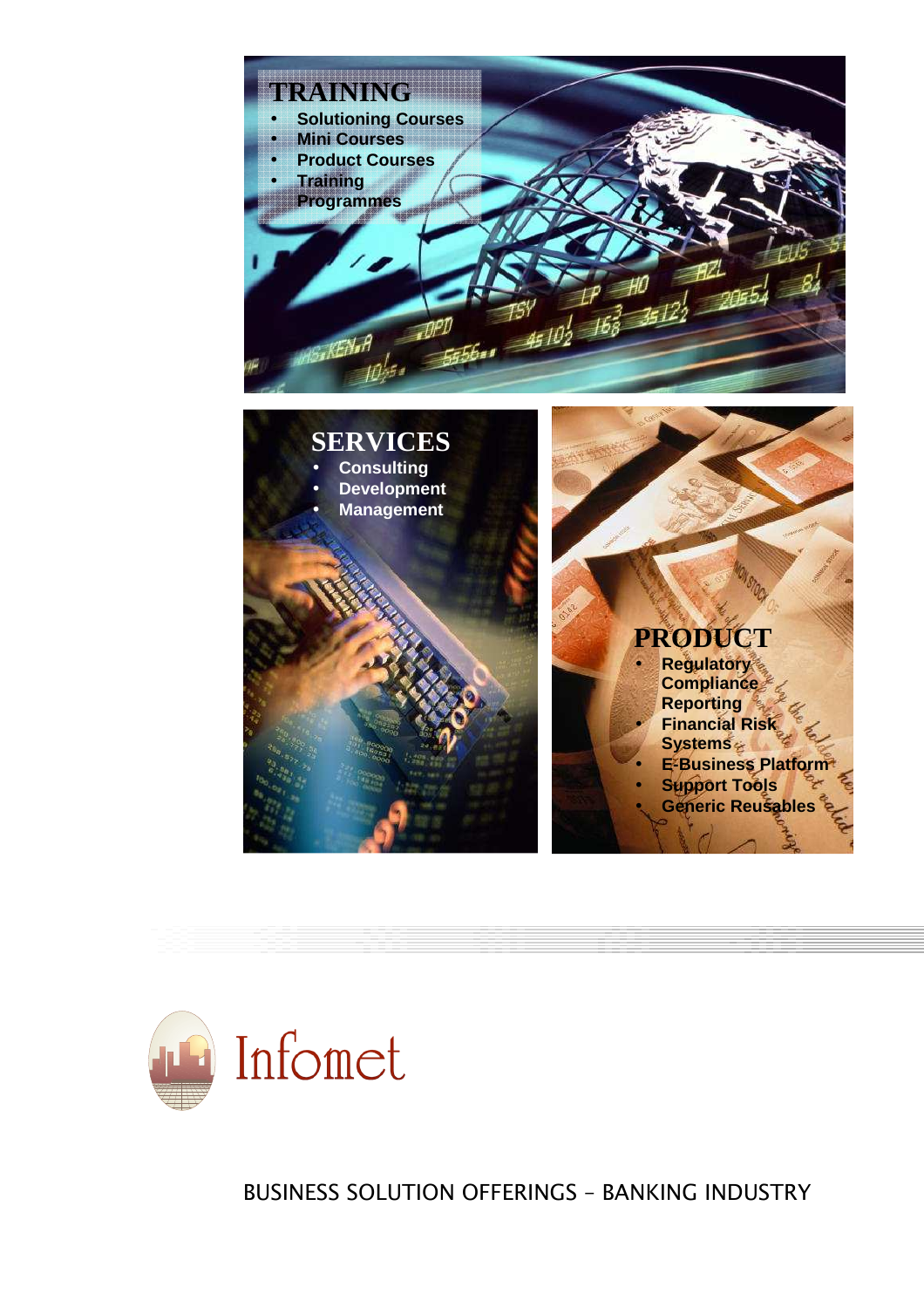## TRAINING

- Solutioning Courses
- Mini Courses
- Product Courses
- Training Programmes

## SERVICES

- Consulting
- Development
- Management

## PRODUCT

- Regulatory Compliance Reporting
- Financial Risk Systems
- E-Business Platform
- Support Tools
- Generic Reusables

# Infomet

BUSINESS SOLUTION OFFERINGS – BANKING INDUSTRY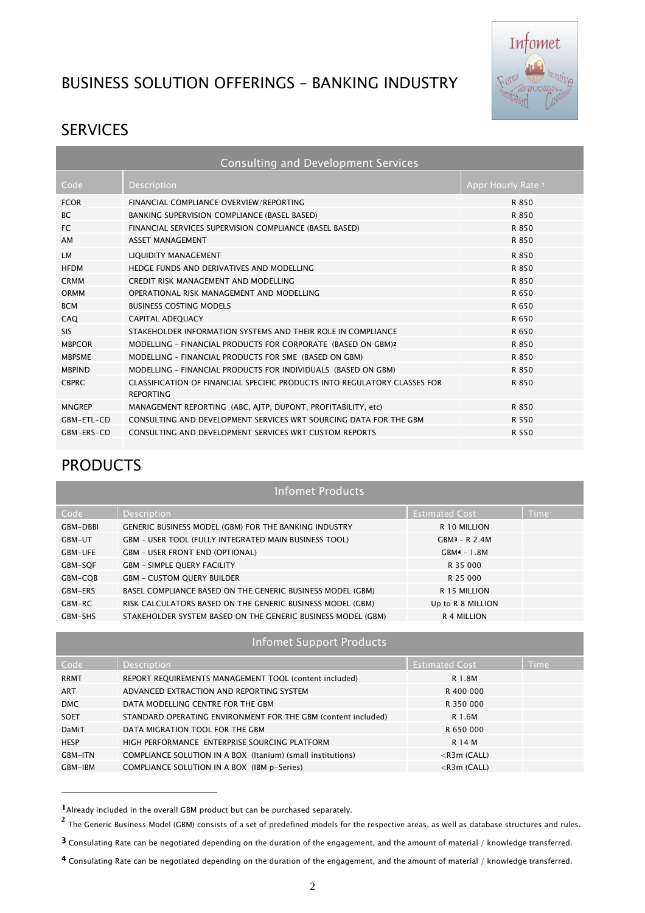# BUSINESS SOLUTION OFFERINGS – BANKING INDUSTRY

## SERVICES

| Consulting and Development Services | | |
|---|---|---|
| Code | Description | Appr Hourly Rate [1] |
| FCOR | FINANCIAL COMPLIANCE OVERVIEW/REPORTING | R 850 |
| BC | BANKING SUPERVISION COMPLIANCE (BASEL BASED) | R 850 |
| FC | FINANCIAL SERVICES SUPERVISION COMPLIANCE (BASEL BASED) | R 850 |
| AM | ASSET MANAGEMENT | R 850 |
| LM | LIQUIDITY MANAGEMENT | R 850 |
| HFDM | HEDGE FUNDS AND DERIVATIVES AND MODELLING | R 850 |
| CRMM | CREDIT RISK MANAGEMENT AND MODELLING | R 850 |
| ORMM | OPERATIONAL RISK MANAGEMENT AND MODELLING | R 650 |
| BCM | BUSINESS COSTING MODELS | R 650 |
| CAQ | CAPITAL ADEQUACY | R 650 |
| SIS | STAKEHOLDER INFORMATION SYSTEMS AND THEIR ROLE IN COMPLIANCE | R 650 |
| MBPCOR | MODELLING – FINANCIAL PRODUCTS FOR CORPORATE (BASED ON GBM)[2] | R 850 |
| MBPSME | MODELLING – FINANCIAL PRODUCTS FOR SME (BASED ON GBM) | R 850 |
| MBPIND | MODELLING – FINANCIAL PRODUCTS FOR INDIVIDUALS (BASED ON GBM) | R 850 |
| CBPRC | CLASSIFICATION OF FINANCIAL SPECIFIC PRODUCTS INTO REGULATORY CLASSES FOR REPORTING | R 850 |
| MNGREP | MANAGEMENT REPORTING (ABC, AJTP, DUPONT, PROFITABILITY, etc) | R 850 |
| GBM-ETL-CD | CONSULTING AND DEVELOPMENT SERVICES WRT SOURCING DATA FOR THE GBM | R 550 |
| GBM-ERS-CD | CONSULTING AND DEVELOPMENT SERVICES WRT CUSTOM REPORTS | R 550 |

## PRODUCTS

| Infomet Products | | | |
|---|---|---|---|
| Code | Description | Estimated Cost | Time |
| GBM-DBBI | GENERIC BUSINESS MODEL (GBM) FOR THE BANKING INDUSTRY | R 10 MILLION | |
| GBM-UT | GBM – USER TOOL (FULLY INTEGRATED MAIN BUSINESS TOOL) | GBM[3] – R 2.4M | |
| GBM-UFE | GBM – USER FRONT END (OPTIONAL) | GBM[4] – 1.8M | |
| GBM-SQF | GBM – SIMPLE QUERY FACILITY | R 35 000 | |
| GBM-CQB | GBM – CUSTOM QUERY BUILDER | R 25 000 | |
| GBM-ERS | BASEL COMPLIANCE BASED ON THE GENERIC BUSINESS MODEL (GBM) | R 15 MILLION | |
| GBM-RC | RISK CALCULATORS BASED ON THE GENERIC BUSINESS MODEL (GBM) | Up to R 8 MILLION | |
| GBM-SHS | STAKEHOLDER SYSTEM BASED ON THE GENERIC BUSINESS MODEL (GBM) | R 4 MILLION | |

| Infomet Support Products | | | |
|---|---|---|---|
| Code | Description | Estimated Cost | Time |
| RRMT | REPORT REQUIREMENTS MANAGEMENT TOOL (content included) | R 1.8M | |
| ART | ADVANCED EXTRACTION AND REPORTING SYSTEM | R 400 000 | |
| DMC | DATA MODELLING CENTRE FOR THE GBM | R 350 000 | |
| SOET | STANDARD OPERATING ENVIRONMENT FOR THE GBM (content included) | R 1.6M | |
| DaMiT | DATA MIGRATION TOOL FOR THE GBM | R 650 000 | |
| HESP | HIGH PERFORMANCE ENTERPRISE SOURCING PLATFORM | R 14 M | |
| GBM-ITN | COMPLIANCE SOLUTION IN A BOX (Itanium) (small institutions) | <R3m (CALL) | |
| GBM-IBM | COMPLIANCE SOLUTION IN A BOX (IBM p-Series) | <R3m (CALL) | |

---

[1] Already included in the overall GBM product but can be purchased separately.

[2] The Generic Business Model (GBM) consists of a set of predefined models for the respective areas, as well as database structures and rules.

[3] Consulating Rate can be negotiated depending on the duration of the engagement, and the amount of material / knowledge transferred.

[4] Consulating Rate can be negotiated depending on the duration of the engagement, and the amount of material / knowledge transferred.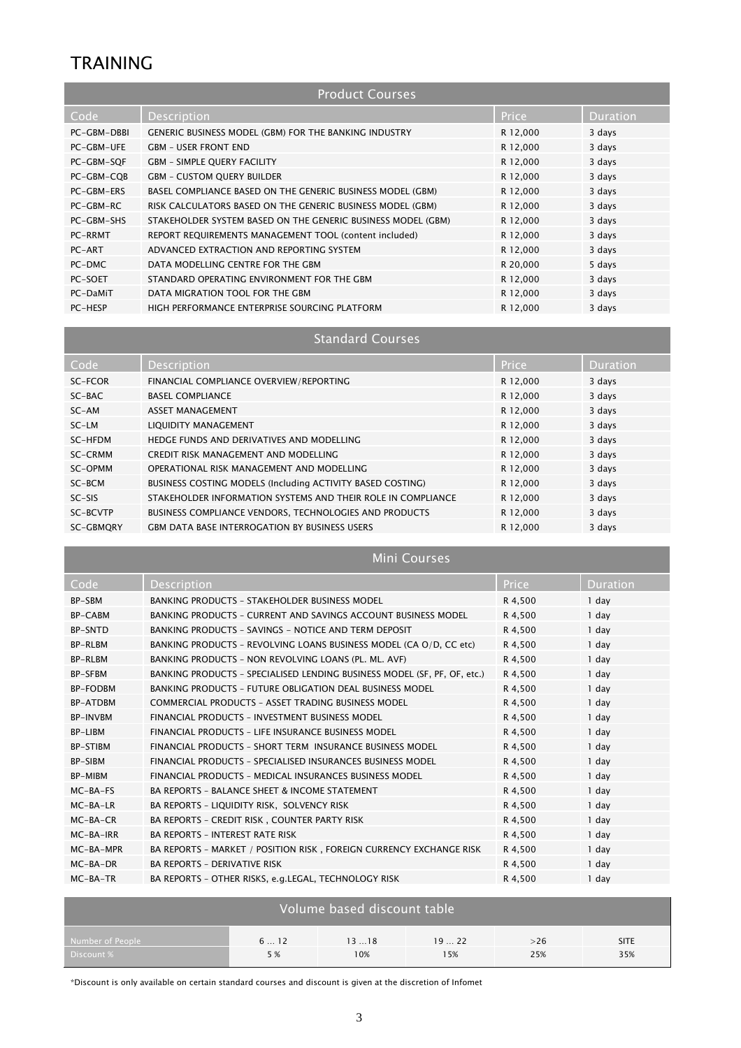# TRAINING

## Product Courses

| Code | Description | Price | Duration |
|---|---|---|---|
| PC-GBM-DBBI | GENERIC BUSINESS MODEL (GBM) FOR THE BANKING INDUSTRY | R 12,000 | 3 days |
| PC-GBM-UFE | GBM – USER FRONT END | R 12,000 | 3 days |
| PC-GBM-SQF | GBM – SIMPLE QUERY FACILITY | R 12,000 | 3 days |
| PC-GBM-CQB | GBM – CUSTOM QUERY BUILDER | R 12,000 | 3 days |
| PC-GBM-ERS | BASEL COMPLIANCE BASED ON THE GENERIC BUSINESS MODEL (GBM) | R 12,000 | 3 days |
| PC-GBM-RC | RISK CALCULATORS BASED ON THE GENERIC BUSINESS MODEL (GBM) | R 12,000 | 3 days |
| PC-GBM-SHS | STAKEHOLDER SYSTEM BASED ON THE GENERIC BUSINESS MODEL (GBM) | R 12,000 | 3 days |
| PC-RRMT | REPORT REQUIREMENTS MANAGEMENT TOOL (content included) | R 12,000 | 3 days |
| PC-ART | ADVANCED EXTRACTION AND REPORTING SYSTEM | R 12,000 | 3 days |
| PC-DMC | DATA MODELLING CENTRE FOR THE GBM | R 20,000 | 5 days |
| PC-SOET | STANDARD OPERATING ENVIRONMENT FOR THE GBM | R 12,000 | 3 days |
| PC-DaMiT | DATA MIGRATION TOOL FOR THE GBM | R 12,000 | 3 days |
| PC-HESP | HIGH PERFORMANCE ENTERPRISE SOURCING PLATFORM | R 12,000 | 3 days |

## Standard Courses

| Code | Description | Price | Duration |
|---|---|---|---|
| SC-FCOR | FINANCIAL COMPLIANCE OVERVIEW/REPORTING | R 12,000 | 3 days |
| SC-BAC | BASEL COMPLIANCE | R 12,000 | 3 days |
| SC-AM | ASSET MANAGEMENT | R 12,000 | 3 days |
| SC-LM | LIQUIDITY MANAGEMENT | R 12,000 | 3 days |
| SC-HFDM | HEDGE FUNDS AND DERIVATIVES AND MODELLING | R 12,000 | 3 days |
| SC-CRMM | CREDIT RISK MANAGEMENT AND MODELLING | R 12,000 | 3 days |
| SC-OPMM | OPERATIONAL RISK MANAGEMENT AND MODELLING | R 12,000 | 3 days |
| SC-BCM | BUSINESS COSTING MODELS (Including ACTIVITY BASED COSTING) | R 12,000 | 3 days |
| SC-SIS | STAKEHOLDER INFORMATION SYSTEMS AND THEIR ROLE IN COMPLIANCE | R 12,000 | 3 days |
| SC-BCVTP | BUSINESS COMPLIANCE VENDORS, TECHNOLOGIES AND PRODUCTS | R 12,000 | 3 days |
| SC-GBMQRY | GBM DATA BASE INTERROGATION BY BUSINESS USERS | R 12,000 | 3 days |

## Mini Courses

| Code | Description | Price | Duration |
|---|---|---|---|
| BP-SBM | BANKING PRODUCTS – STAKEHOLDER BUSINESS MODEL | R 4,500 | 1 day |
| BP-CABM | BANKING PRODUCTS – CURRENT AND SAVINGS ACCOUNT BUSINESS MODEL | R 4,500 | 1 day |
| BP-SNTD | BANKING PRODUCTS – SAVINGS – NOTICE AND TERM DEPOSIT | R 4,500 | 1 day |
| BP-RLBM | BANKING PRODUCTS – REVOLVING LOANS BUSINESS MODEL (CA O/D, CC etc) | R 4,500 | 1 day |
| BP-RLBM | BANKING PRODUCTS – NON REVOLVING LOANS (PL. ML. AVF) | R 4,500 | 1 day |
| BP-SFBM | BANKING PRODUCTS – SPECIALISED LENDING BUSINESS MODEL (SF, PF, OF, etc.) | R 4,500 | 1 day |
| BP-FODBM | BANKING PRODUCTS – FUTURE OBLIGATION DEAL BUSINESS MODEL | R 4,500 | 1 day |
| BP-ATDBM | COMMERCIAL PRODUCTS – ASSET TRADING BUSINESS MODEL | R 4,500 | 1 day |
| BP-INVBM | FINANCIAL PRODUCTS – INVESTMENT BUSINESS MODEL | R 4,500 | 1 day |
| BP-LIBM | FINANCIAL PRODUCTS – LIFE INSURANCE BUSINESS MODEL | R 4,500 | 1 day |
| BP-STIBM | FINANCIAL PRODUCTS – SHORT TERM INSURANCE BUSINESS MODEL | R 4,500 | 1 day |
| BP-SIBM | FINANCIAL PRODUCTS – SPECIALISED INSURANCES BUSINESS MODEL | R 4,500 | 1 day |
| BP-MIBM | FINANCIAL PRODUCTS – MEDICAL INSURANCES BUSINESS MODEL | R 4,500 | 1 day |
| MC-BA-FS | BA REPORTS – BALANCE SHEET & INCOME STATEMENT | R 4,500 | 1 day |
| MC-BA-LR | BA REPORTS – LIQUIDITY RISK, SOLVENCY RISK | R 4,500 | 1 day |
| MC-BA-CR | BA REPORTS – CREDIT RISK , COUNTER PARTY RISK | R 4,500 | 1 day |
| MC-BA-IRR | BA REPORTS – INTEREST RATE RISK | R 4,500 | 1 day |
| MC-BA-MPR | BA REPORTS – MARKET / POSITION RISK , FOREIGN CURRENCY EXCHANGE RISK | R 4,500 | 1 day |
| MC-BA-DR | BA REPORTS – DERIVATIVE RISK | R 4,500 | 1 day |
| MC-BA-TR | BA REPORTS – OTHER RISKS, e.g.LEGAL, TECHNOLOGY RISK | R 4,500 | 1 day |

## Volume based discount table

| Number of People | 6 … 12 | 13 …18 | 19 … 22 | >26 | SITE |
|---|---|---|---|---|---|
| Discount % | 5 % | 10% | 15% | 25% | 35% |

*Discount is only available on certain standard courses and discount is given at the discretion of Infomet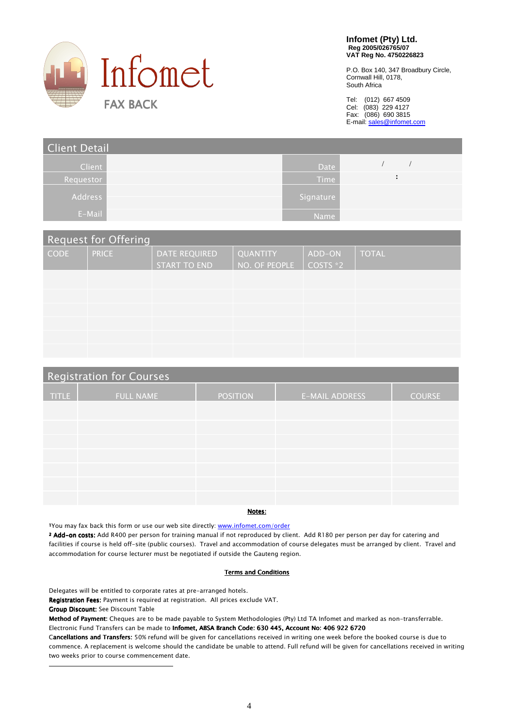Infomet

FAX BACK

**Infomet (Pty) Ltd.**
**Reg 2005/026765/07**
**VAT Reg No. 4750226823**

P.O. Box 140, 347 Broadbury Circle,
Cornwall Hill, 0178,
South Africa

Tel: (012) 667 4509
Cel: (083) 229 4127
Fax: (086) 690 3815
E-mail: sales@infomet.com

## Client Detail

| | | | |
|---|---|---|---|
| Client | | Date | / / |
| Requestor | | Time | : |
| Address | | Signature | |
| E-Mail | | Name | |

## Request for Offering

| CODE | PRICE | DATE REQUIRED START TO END | QUANTITY NO. OF PEOPLE | ADD-ON COSTS *2 | TOTAL |
|---|---|---|---|---|---|
| | | | | | |
| | | | | | |
| | | | | | |
| | | | | | |
| | | | | | |
| | | | | | |

## Registration for Courses

| TITLE | FULL NAME | POSITION | E-MAIL ADDRESS | COURSE |
|---|---|---|---|---|
| | | | | |
| | | | | |
| | | | | |
| | | | | |
| | | | | |
| | | | | |
| | | | | |

**Notes:**

[1]You may fax back this form or use our web site directly: www.infomet.com/order

[2] **Add-on costs:** Add R400 per person for training manual if not reproduced by client. Add R180 per person per day for catering and facilities if course is held off-site (public courses). Travel and accommodation of course delegates must be arranged by client. Travel and accommodation for course lecturer must be negotiated if outside the Gauteng region.

**Terms and Conditions**

Delegates will be entitled to corporate rates at pre-arranged hotels.

**Registration Fees:** Payment is required at registration. All prices exclude VAT.

**Group Discount:** See Discount Table

**Method of Payment:** Cheques are to be made payable to System Methodologies (Pty) Ltd TA Infomet and marked as non-transferrable. Electronic Fund Transfers can be made to **Infomet, ABSA Branch Code: 630 445, Account No: 406 922 6720**

**Cancellations and Transfers:** 50% refund will be given for cancellations received in writing one week before the booked course is due to commence. A replacement is welcome should the candidate be unable to attend. Full refund will be given for cancellations received in writing two weeks prior to course commencement date.